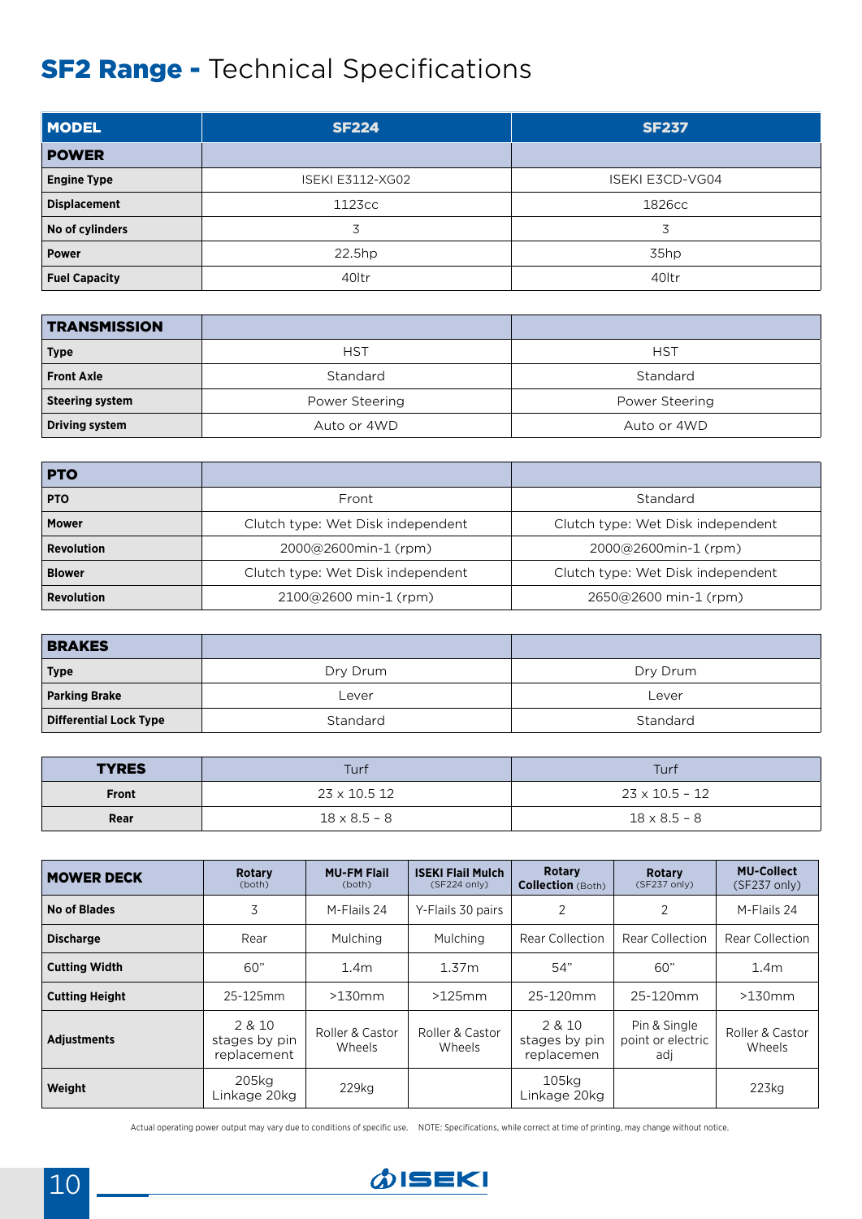# SF2 Range - Technical Specifications

| MODEL | SF224 | SF237 |
|---|---|---|
| **POWER** | | |
| Engine Type | ISEKI E3112-XG02 | ISEKI E3CD-VG04 |
| Displacement | 1123cc | 1826cc |
| No of cylinders | 3 | 3 |
| Power | 22.5hp | 35hp |
| Fuel Capacity | 40ltr | 40ltr |

| TRANSMISSION | | |
|---|---|---|
| Type | HST | HST |
| Front Axle | Standard | Standard |
| Steering system | Power Steering | Power Steering |
| Driving system | Auto or 4WD | Auto or 4WD |

| PTO | | |
|---|---|---|
| PTO | Front | Standard |
| Mower | Clutch type: Wet Disk independent | Clutch type: Wet Disk independent |
| Revolution | 2000@2600min-1 (rpm) | 2000@2600min-1 (rpm) |
| Blower | Clutch type: Wet Disk independent | Clutch type: Wet Disk independent |
| Revolution | 2100@2600 min-1 (rpm) | 2650@2600 min-1 (rpm) |

| BRAKES | | |
|---|---|---|
| Type | Dry Drum | Dry Drum |
| Parking Brake | Lever | Lever |
| Differential Lock Type | Standard | Standard |

| TYRES | Turf | Turf |
|---|---|---|
| Front | 23 x 10.5 12 | 23 x 10.5 – 12 |
| Rear | 18 x 8.5 – 8 | 18 x 8.5 – 8 |

| MOWER DECK | Rotary (both) | MU-FM Flail (both) | ISEKI Flail Mulch (SF224 only) | Rotary Collection (Both) | Rotary (SF237 only) | MU-Collect (SF237 only) |
|---|---|---|---|---|---|---|
| No of Blades | 3 | M-Flails 24 | Y-Flails 30 pairs | 2 | 2 | M-Flails 24 |
| Discharge | Rear | Mulching | Mulching | Rear Collection | Rear Collection | Rear Collection |
| Cutting Width | 60" | 1.4m | 1.37m | 54" | 60" | 1.4m |
| Cutting Height | 25-125mm | >130mm | >125mm | 25-120mm | 25-120mm | >130mm |
| Adjustments | 2 & 10 stages by pin replacement | Roller & Castor Wheels | Roller & Castor Wheels | 2 & 10 stages by pin replacemen | Pin & Single point or electric adj | Roller & Castor Wheels |
| Weight | 205kg Linkage 20kg | 229kg | | 105kg Linkage 20kg | | 223kg |

Actual operating power output may vary due to conditions of specific use. NOTE: Specifications, while correct at time of printing, may change without notice.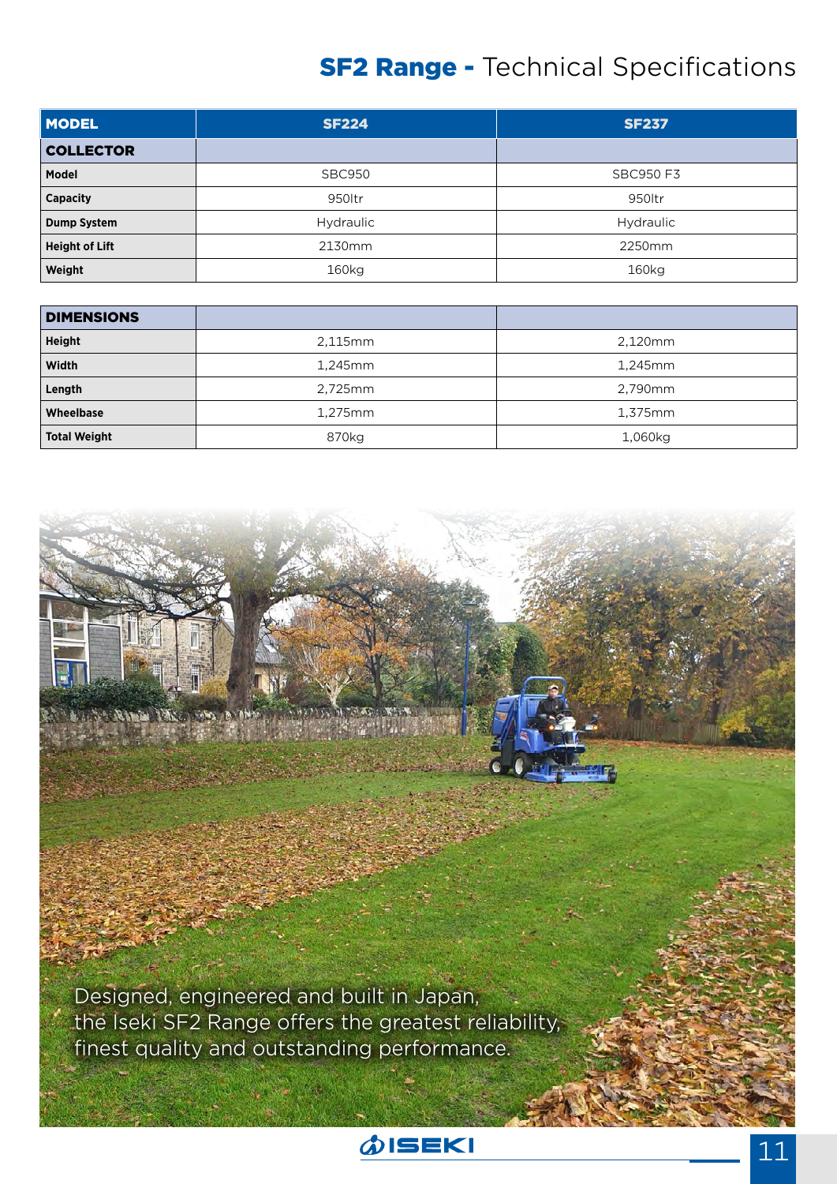# **SF2 Range -** Technical Specifications

| MODEL | SF224 | SF237 |
|---|---|---|
| **COLLECTOR** | | |
| **Model** | SBC950 | SBC950 F3 |
| **Capacity** | 950ltr | 950ltr |
| **Dump System** | Hydraulic | Hydraulic |
| **Height of Lift** | 2130mm | 2250mm |
| **Weight** | 160kg | 160kg |

| DIMENSIONS | | |
|---|---|---|
| **Height** | 2,115mm | 2,120mm |
| **Width** | 1,245mm | 1,245mm |
| **Length** | 2,725mm | 2,790mm |
| **Wheelbase** | 1,275mm | 1,375mm |
| **Total Weight** | 870kg | 1,060kg |

Designed, engineered and built in Japan, the Iseki SF2 Range offers the greatest reliability, finest quality and outstanding performance.

ISEKI